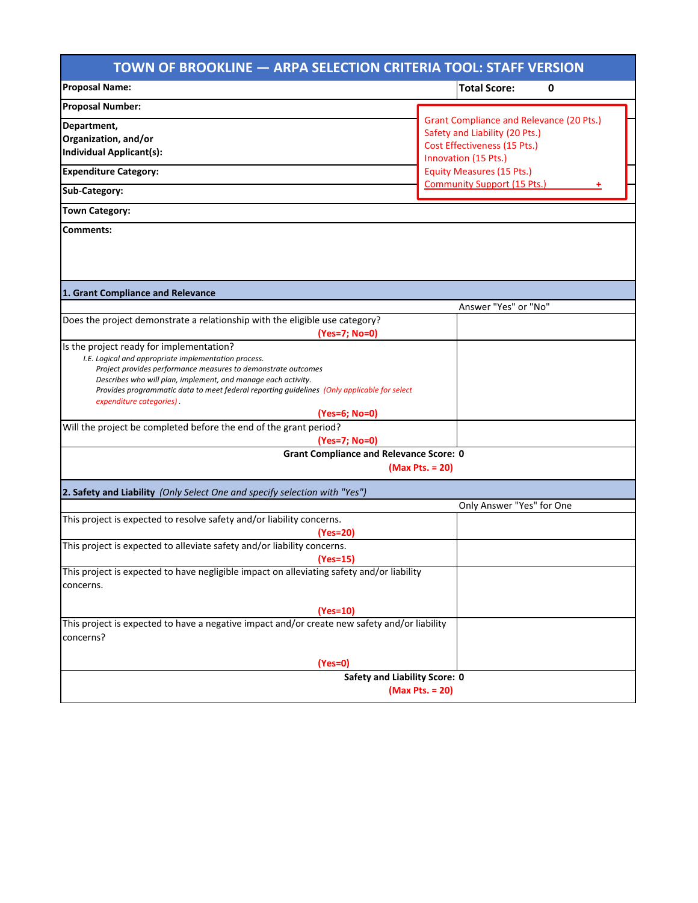# TOWN OF BROOKLINE — ARPA SELECTION CRITERIA TOOL: STAFF VERSION

| | |
|---|---|
| **Proposal Name:** | **Total Score:** 0 |
| **Proposal Number:** | |
| **Department, Organization, and/or Individual Applicant(s):** | |
| **Expenditure Category:** | |
| **Sub-Category:** | |
| **Town Category:** | |
| **Comments:** | |

Grant Compliance and Relevance (20 Pts.)
Safety and Liability (20 Pts.)
Cost Effectiveness (15 Pts.)
Innovation (15 Pts.)
Equity Measures (15 Pts.)
Community Support (15 Pts.) +

## 1. Grant Compliance and Relevance

| | Answer "Yes" or "No" |
|---|---|
| Does the project demonstrate a relationship with the eligible use category? **(Yes=7; No=0)** | |
| Is the project ready for implementation?<br>*I.E. Logical and appropriate implementation process.*<br>*Project provides performance measures to demonstrate outcomes*<br>*Describes who will plan, implement, and manage each activity.*<br>*Provides programmatic data to meet federal reporting guidelines (Only applicable for select expenditure categories).*<br>**(Yes=6; No=0)** | |
| Will the project be completed before the end of the grant period? **(Yes=7; No=0)** | |
| **Grant Compliance and Relevance Score: 0** **(Max Pts. = 20)** | |

## 2. Safety and Liability *(Only Select One and specify selection with "Yes")*

| | Only Answer "Yes" for One |
|---|---|
| This project is expected to resolve safety and/or liability concerns. **(Yes=20)** | |
| This project is expected to alleviate safety and/or liability concerns. **(Yes=15)** | |
| This project is expected to have negligible impact on alleviating safety and/or liability concerns. **(Yes=10)** | |
| This project is expected to have a negative impact and/or create new safety and/or liability concerns? **(Yes=0)** | |
| **Safety and Liability Score: 0** **(Max Pts. = 20)** | |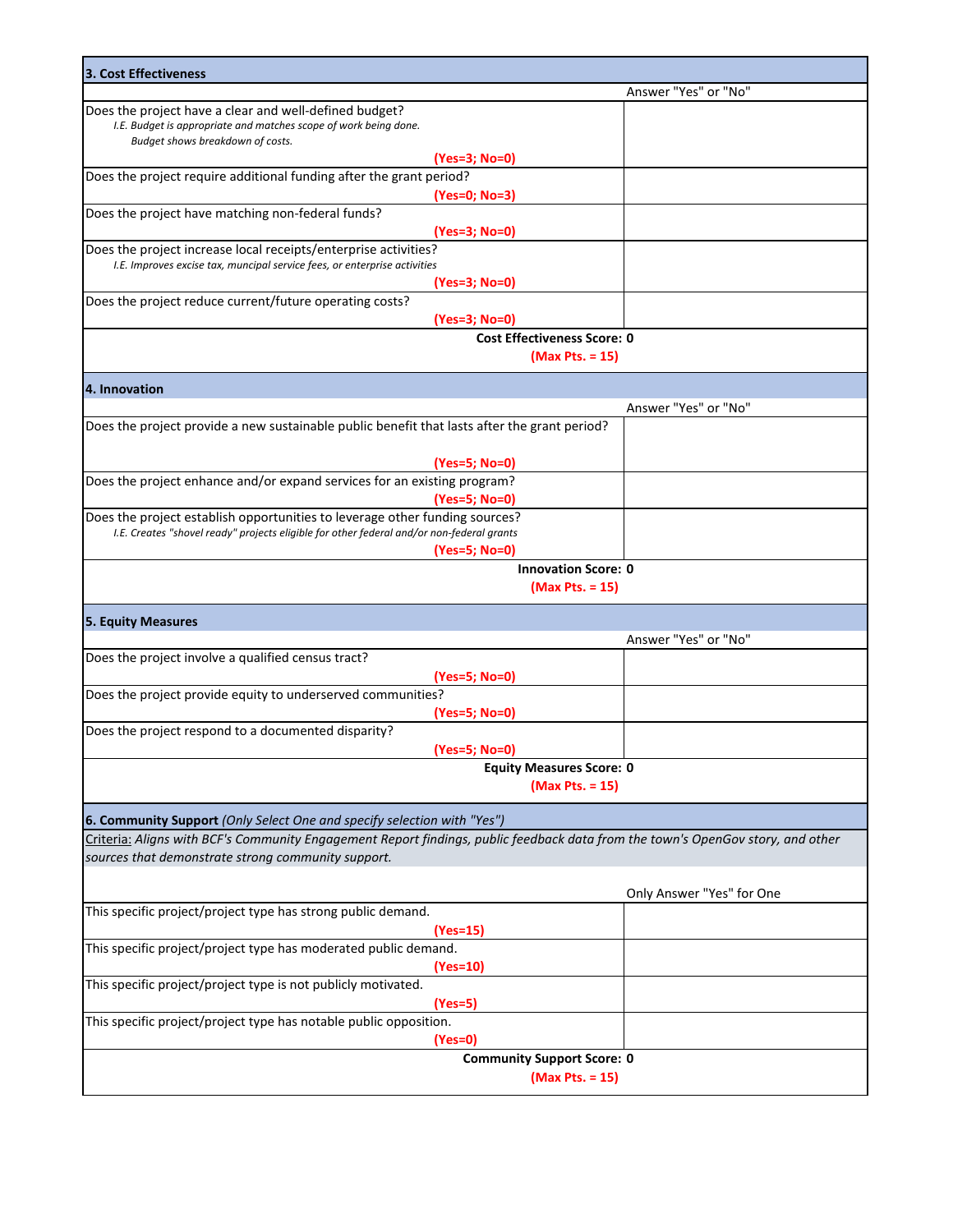| 3. Cost Effectiveness | |
|---|---|
| | Answer "Yes" or "No" |
| Does the project have a clear and well-defined budget?<br>*I.E. Budget is appropriate and matches scope of work being done.*<br>*Budget shows breakdown of costs.*<br>**(Yes=3; No=0)** | |
| Does the project require additional funding after the grant period?<br>**(Yes=0; No=3)** | |
| Does the project have matching non-federal funds?<br>**(Yes=3; No=0)** | |
| Does the project increase local receipts/enterprise activities?<br>*I.E. Improves excise tax, muncipal service fees, or enterprise activities*<br>**(Yes=3; No=0)** | |
| Does the project reduce current/future operating costs?<br>**(Yes=3; No=0)** | |
| **Cost Effectiveness Score: 0**<br>**(Max Pts. = 15)** | |

| 4. Innovation | |
|---|---|
| | Answer "Yes" or "No" |
| Does the project provide a new sustainable public benefit that lasts after the grant period?<br>**(Yes=5; No=0)** | |
| Does the project enhance and/or expand services for an existing program?<br>**(Yes=5; No=0)** | |
| Does the project establish opportunities to leverage other funding sources?<br>*I.E. Creates "shovel ready" projects eligible for other federal and/or non-federal grants*<br>**(Yes=5; No=0)** | |
| **Innovation Score: 0**<br>**(Max Pts. = 15)** | |

| 5. Equity Measures | |
|---|---|
| | Answer "Yes" or "No" |
| Does the project involve a qualified census tract?<br>**(Yes=5; No=0)** | |
| Does the project provide equity to underserved communities?<br>**(Yes=5; No=0)** | |
| Does the project respond to a documented disparity?<br>**(Yes=5; No=0)** | |
| **Equity Measures Score: 0**<br>**(Max Pts. = 15)** | |

| 6. Community Support *(Only Select One and specify selection with "Yes")* | |
|---|---|
| Criteria: *Aligns with BCF's Community Engagement Report findings, public feedback data from the town's OpenGov story, and other sources that demonstrate strong community support.* | |
| | Only Answer "Yes" for One |
| This specific project/project type has strong public demand.<br>**(Yes=15)** | |
| This specific project/project type has moderated public demand.<br>**(Yes=10)** | |
| This specific project/project type is not publicly motivated.<br>**(Yes=5)** | |
| This specific project/project type has notable public opposition.<br>**(Yes=0)** | |
| **Community Support Score: 0**<br>**(Max Pts. = 15)** | |